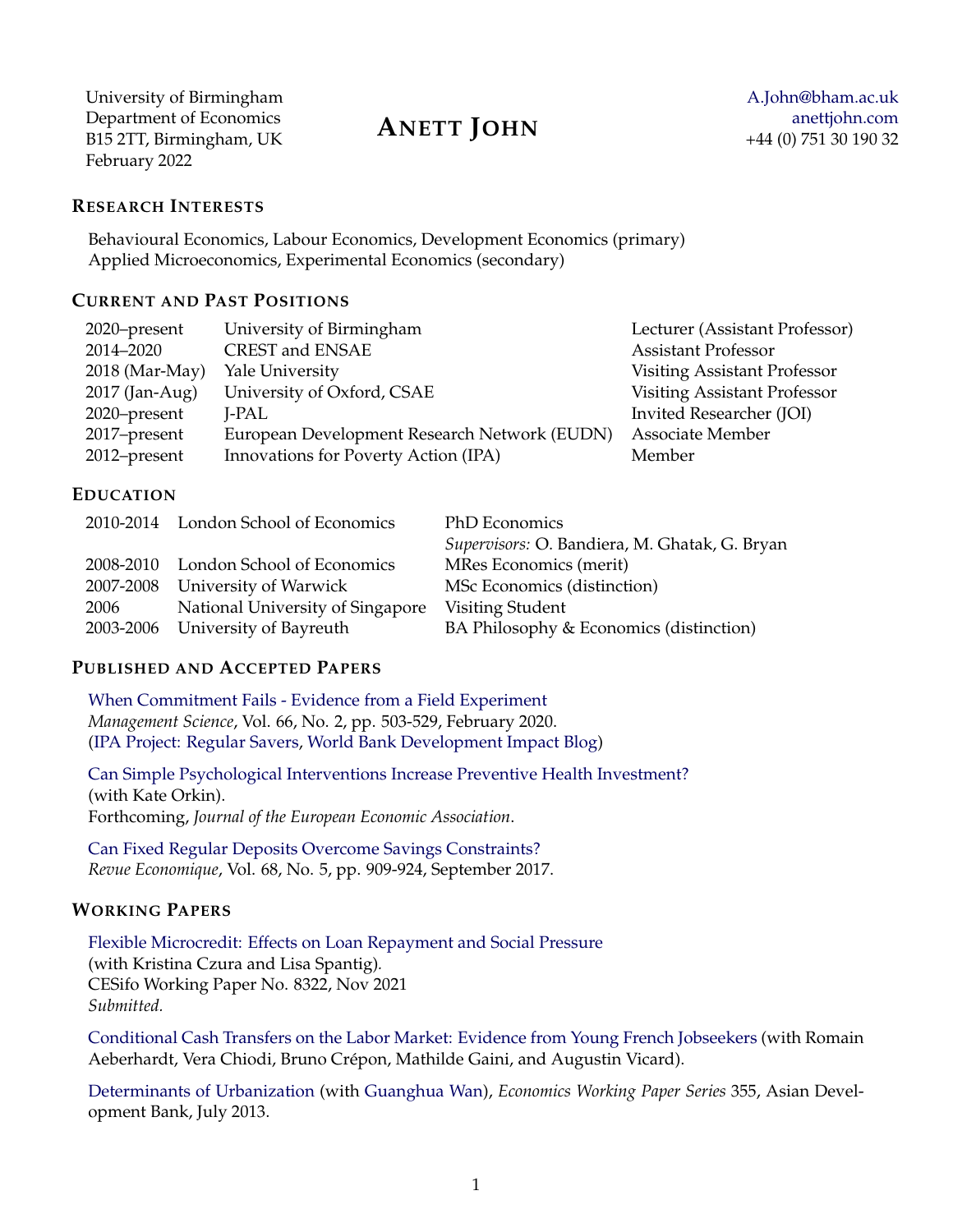University of Birmingham
Department of Economics
B15 2TT, Birmingham, UK
February 2022

# ANETT JOHN

A.John@bham.ac.uk
anettjohn.com
+44 (0) 751 30 190 32

## RESEARCH INTERESTS

Behavioural Economics, Labour Economics, Development Economics (primary)
Applied Microeconomics, Experimental Economics (secondary)

## CURRENT AND PAST POSITIONS

| | | |
|---|---|---|
| 2020–present | University of Birmingham | Lecturer (Assistant Professor) |
| 2014–2020 | CREST and ENSAE | Assistant Professor |
| 2018 (Mar-May) | Yale University | Visiting Assistant Professor |
| 2017 (Jan-Aug) | University of Oxford, CSAE | Visiting Assistant Professor |
| 2020–present | J-PAL | Invited Researcher (JOI) |
| 2017–present | European Development Research Network (EUDN) | Associate Member |
| 2012–present | Innovations for Poverty Action (IPA) | Member |

## EDUCATION

| | | |
|---|---|---|
| 2010-2014 | London School of Economics | PhD Economics<br>*Supervisors:* O. Bandiera, M. Ghatak, G. Bryan |
| 2008-2010 | London School of Economics | MRes Economics (merit) |
| 2007-2008 | University of Warwick | MSc Economics (distinction) |
| 2006 | National University of Singapore | Visiting Student |
| 2003-2006 | University of Bayreuth | BA Philosophy & Economics (distinction) |

## PUBLISHED AND ACCEPTED PAPERS

When Commitment Fails - Evidence from a Field Experiment
*Management Science*, Vol. 66, No. 2, pp. 503-529, February 2020.
(IPA Project: Regular Savers, World Bank Development Impact Blog)

Can Simple Psychological Interventions Increase Preventive Health Investment?
(with Kate Orkin).
Forthcoming, *Journal of the European Economic Association*.

Can Fixed Regular Deposits Overcome Savings Constraints?
*Revue Economique*, Vol. 68, No. 5, pp. 909-924, September 2017.

## WORKING PAPERS

Flexible Microcredit: Effects on Loan Repayment and Social Pressure
(with Kristina Czura and Lisa Spantig).
CESifo Working Paper No. 8322, Nov 2021
*Submitted.*

Conditional Cash Transfers on the Labor Market: Evidence from Young French Jobseekers (with Romain Aeberhardt, Vera Chiodi, Bruno Crépon, Mathilde Gaini, and Augustin Vicard).

Determinants of Urbanization (with Guanghua Wan), *Economics Working Paper Series* 355, Asian Development Bank, July 2013.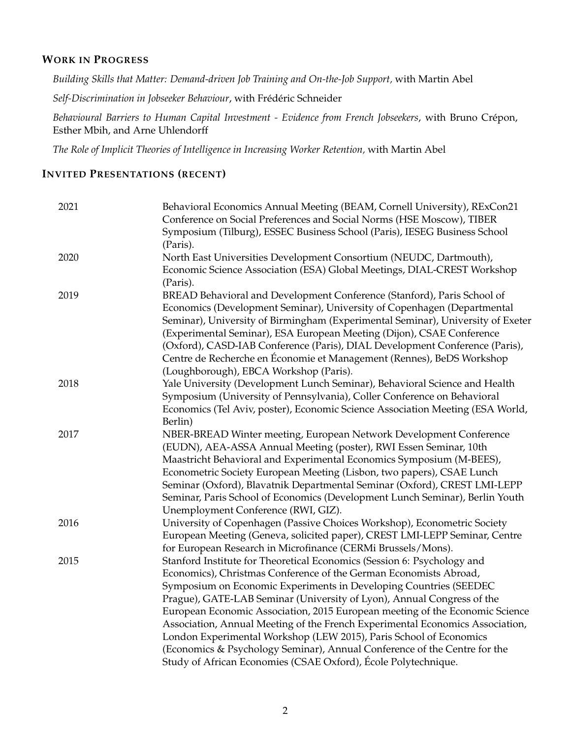## Work in Progress

*Building Skills that Matter: Demand-driven Job Training and On-the-Job Support*, with Martin Abel

*Self-Discrimination in Jobseeker Behaviour*, with Frédéric Schneider

*Behavioural Barriers to Human Capital Investment - Evidence from French Jobseekers*, with Bruno Crépon, Esther Mbih, and Arne Uhlendorff

*The Role of Implicit Theories of Intelligence in Increasing Worker Retention*, with Martin Abel

## Invited Presentations (recent)

| | |
|---|---|
| 2021 | Behavioral Economics Annual Meeting (BEAM, Cornell University), RExCon21 Conference on Social Preferences and Social Norms (HSE Moscow), TIBER Symposium (Tilburg), ESSEC Business School (Paris), IESEG Business School (Paris). |
| 2020 | North East Universities Development Consortium (NEUDC, Dartmouth), Economic Science Association (ESA) Global Meetings, DIAL-CREST Workshop (Paris). |
| 2019 | BREAD Behavioral and Development Conference (Stanford), Paris School of Economics (Development Seminar), University of Copenhagen (Departmental Seminar), University of Birmingham (Experimental Seminar), University of Exeter (Experimental Seminar), ESA European Meeting (Dijon), CSAE Conference (Oxford), CASD-IAB Conference (Paris), DIAL Development Conference (Paris), Centre de Recherche en Économie et Management (Rennes), BeDS Workshop (Loughborough), EBCA Workshop (Paris). |
| 2018 | Yale University (Development Lunch Seminar), Behavioral Science and Health Symposium (University of Pennsylvania), Coller Conference on Behavioral Economics (Tel Aviv, poster), Economic Science Association Meeting (ESA World, Berlin) |
| 2017 | NBER-BREAD Winter meeting, European Network Development Conference (EUDN), AEA-ASSA Annual Meeting (poster), RWI Essen Seminar, 10th Maastricht Behavioral and Experimental Economics Symposium (M-BEES), Econometric Society European Meeting (Lisbon, two papers), CSAE Lunch Seminar (Oxford), Blavatnik Departmental Seminar (Oxford), CREST LMI-LEPP Seminar, Paris School of Economics (Development Lunch Seminar), Berlin Youth Unemployment Conference (RWI, GIZ). |
| 2016 | University of Copenhagen (Passive Choices Workshop), Econometric Society European Meeting (Geneva, solicited paper), CREST LMI-LEPP Seminar, Centre for European Research in Microfinance (CERMi Brussels/Mons). |
| 2015 | Stanford Institute for Theoretical Economics (Session 6: Psychology and Economics), Christmas Conference of the German Economists Abroad, Symposium on Economic Experiments in Developing Countries (SEEDEC Prague), GATE-LAB Seminar (University of Lyon), Annual Congress of the European Economic Association, 2015 European meeting of the Economic Science Association, Annual Meeting of the French Experimental Economics Association, London Experimental Workshop (LEW 2015), Paris School of Economics (Economics & Psychology Seminar), Annual Conference of the Centre for the Study of African Economies (CSAE Oxford), École Polytechnique. |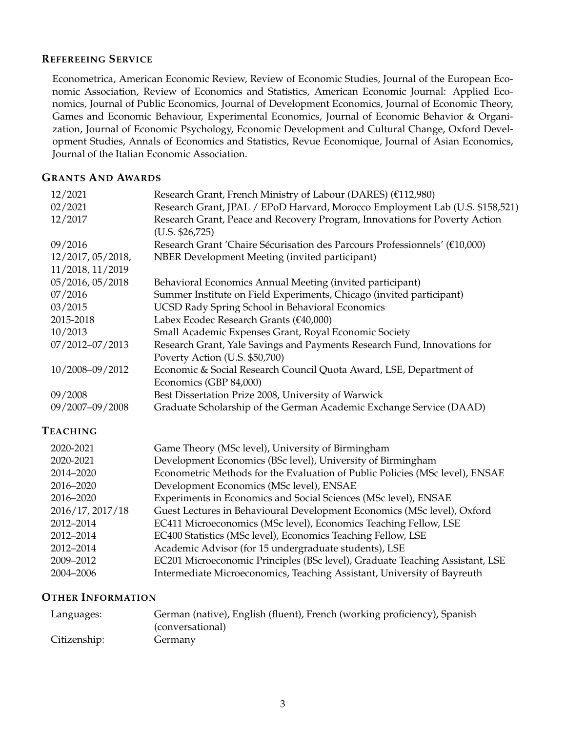## Refereeing Service

Econometrica, American Economic Review, Review of Economic Studies, Journal of the European Economic Association, Review of Economics and Statistics, American Economic Journal: Applied Economics, Journal of Public Economics, Journal of Development Economics, Journal of Economic Theory, Games and Economic Behaviour, Experimental Economics, Journal of Economic Behavior & Organization, Journal of Economic Psychology, Economic Development and Cultural Change, Oxford Development Studies, Annals of Economics and Statistics, Revue Economique, Journal of Asian Economics, Journal of the Italian Economic Association.

## Grants And Awards

| | |
|---|---|
| 12/2021 | Research Grant, French Ministry of Labour (DARES) (€112,980) |
| 02/2021 | Research Grant, JPAL / EPoD Harvard, Morocco Employment Lab (U.S. $158,521) |
| 12/2017 | Research Grant, Peace and Recovery Program, Innovations for Poverty Action (U.S. $26,725) |
| 09/2016 | Research Grant 'Chaire Sécurisation des Parcours Professionnels' (€10,000) |
| 12/2017, 05/2018, 11/2018, 11/2019 | NBER Development Meeting (invited participant) |
| 05/2016, 05/2018 | Behavioral Economics Annual Meeting (invited participant) |
| 07/2016 | Summer Institute on Field Experiments, Chicago (invited participant) |
| 03/2015 | UCSD Rady Spring School in Behavioral Economics |
| 2015-2018 | Labex Ecodec Research Grants (€40,000) |
| 10/2013 | Small Academic Expenses Grant, Royal Economic Society |
| 07/2012–07/2013 | Research Grant, Yale Savings and Payments Research Fund, Innovations for Poverty Action (U.S. $50,700) |
| 10/2008–09/2012 | Economic & Social Research Council Quota Award, LSE, Department of Economics (GBP 84,000) |
| 09/2008 | Best Dissertation Prize 2008, University of Warwick |
| 09/2007–09/2008 | Graduate Scholarship of the German Academic Exchange Service (DAAD) |

## Teaching

| | |
|---|---|
| 2020-2021 | Game Theory (MSc level), University of Birmingham |
| 2020-2021 | Development Economics (BSc level), University of Birmingham |
| 2014–2020 | Econometric Methods for the Evaluation of Public Policies (MSc level), ENSAE |
| 2016–2020 | Development Economics (MSc level), ENSAE |
| 2016–2020 | Experiments in Economics and Social Sciences (MSc level), ENSAE |
| 2016/17, 2017/18 | Guest Lectures in Behavioural Development Economics (MSc level), Oxford |
| 2012–2014 | EC411 Microeconomics (MSc level), Economics Teaching Fellow, LSE |
| 2012–2014 | EC400 Statistics (MSc level), Economics Teaching Fellow, LSE |
| 2012–2014 | Academic Advisor (for 15 undergraduate students), LSE |
| 2009–2012 | EC201 Microeconomic Principles (BSc level), Graduate Teaching Assistant, LSE |
| 2004–2006 | Intermediate Microeconomics, Teaching Assistant, University of Bayreuth |

## Other Information

| | |
|---|---|
| Languages: | German (native), English (fluent), French (working proficiency), Spanish (conversational) |
| Citizenship: | Germany |